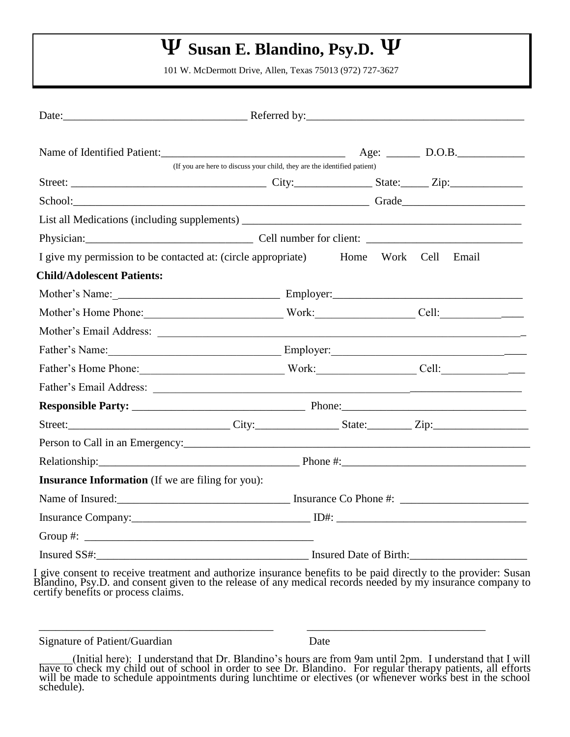# Ψ Susan E. Blandino, Psy.D. Ψ

101 W. McDermott Drive, Allen, Texas 75013 (972) 727-3627

Date:_________________________________ Referred by:______________________________________

Name of Identified Patient:_________________________________ Age: ______ D.O.B.____________

(If you are here to discuss your child, they are the identified patient)

Street: ___________________________________ City:______________ State:_____ Zip:_____________

School:________________________________________________________ Grade______________________

List all Medications (including supplements) _________________________________________________

Physician:______________________________ Cell number for client: ___________________________

I give my permission to be contacted at: (circle appropriate) Home Work Cell Email

**Child/Adolescent Patients:**

Mother's Name:_____________________________ Employer:__________________________________

Mother's Home Phone:_________________________ Work:_________________ Cell:_______________

Mother's Email Address: _________________________________________________________________

Father's Name:_______________________________ Employer:__________________________________

Father's Home Phone:__________________________ Work:_________________ Cell:_______________

Father's Email Address: _________________________________________________________________

**Responsible Party:** _______________________________ Phone:_________________________________

Street:_____________________________ City:_______________ State:________ Zip:_________________

Person to Call in an Emergency:_______________________________________________________________

Relationship:____________________________________ Phone #:_________________________________

**Insurance Information** (If we are filing for you):

Name of Insured:_______________________________ Insurance Co Phone #: _______________________

Insurance Company:________________________________ ID#: _________________________________

Group #: _________________________________________

Insured SS#:______________________________________ Insured Date of Birth:_____________________

I give consent to receive treatment and authorize insurance benefits to be paid directly to the provider: Susan Blandino, Psy.D. and consent given to the release of any medical records needed by my insurance company to certify benefits or process claims.

___________________________________________ ________________________________

Signature of Patient/Guardian Date

______(Initial here): I understand that Dr. Blandino's hours are from 9am until 2pm. I understand that I will have to check my child out of school in order to see Dr. Blandino. For regular therapy patients, all efforts will be made to schedule appointments during lunchtime or electives (or whenever works best in the school schedule).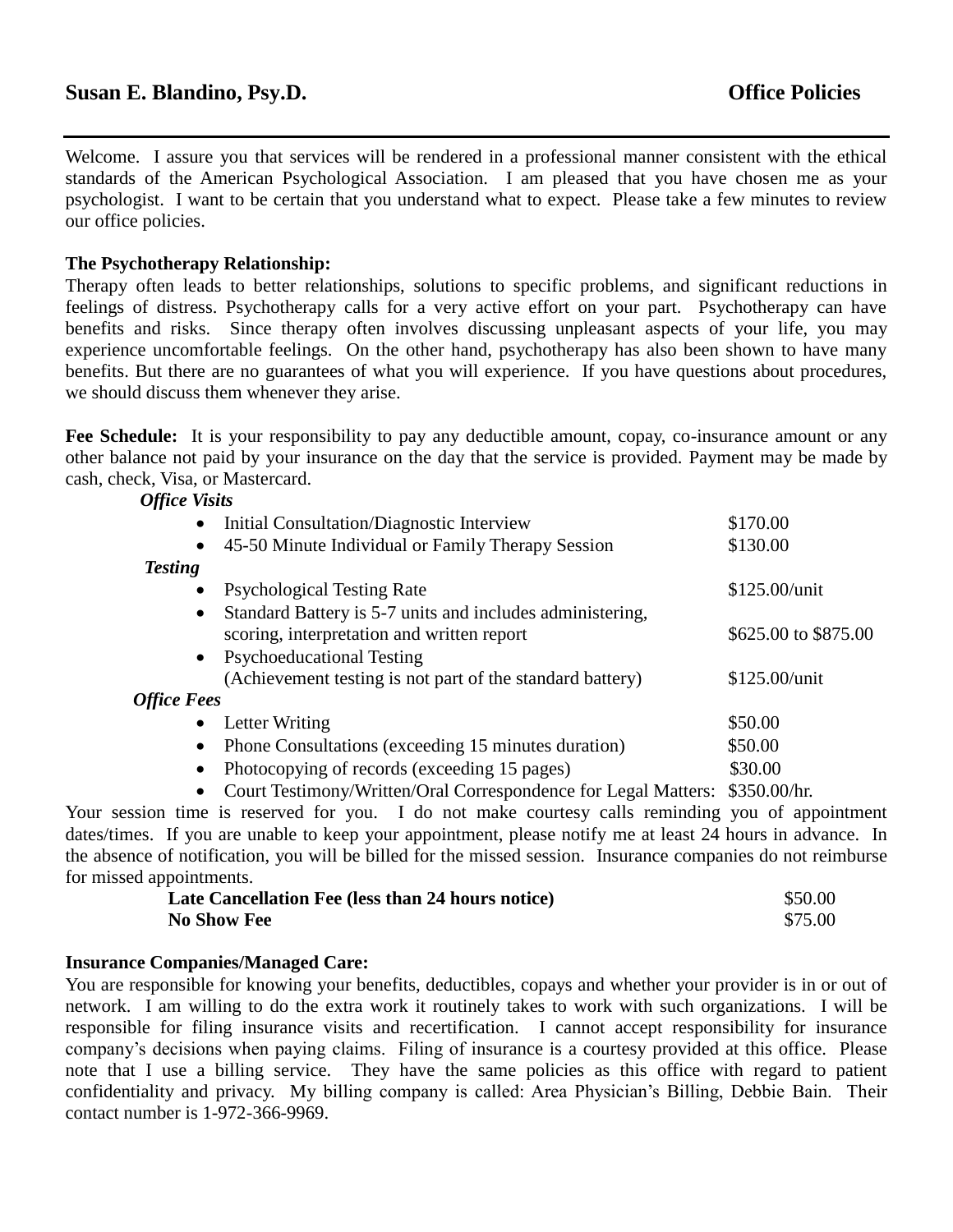# Susan E. Blandino, Psy.D. — Office Policies

Welcome. I assure you that services will be rendered in a professional manner consistent with the ethical standards of the American Psychological Association. I am pleased that you have chosen me as your psychologist. I want to be certain that you understand what to expect. Please take a few minutes to review our office policies.

**The Psychotherapy Relationship:**
Therapy often leads to better relationships, solutions to specific problems, and significant reductions in feelings of distress. Psychotherapy calls for a very active effort on your part. Psychotherapy can have benefits and risks. Since therapy often involves discussing unpleasant aspects of your life, you may experience uncomfortable feelings. On the other hand, psychotherapy has also been shown to have many benefits. But there are no guarantees of what you will experience. If you have questions about procedures, we should discuss them whenever they arise.

**Fee Schedule:** It is your responsibility to pay any deductible amount, copay, co-insurance amount or any other balance not paid by your insurance on the day that the service is provided. Payment may be made by cash, check, Visa, or Mastercard.

***Office Visits***

| Service | Fee |
|---|---|
| Initial Consultation/Diagnostic Interview | $170.00 |
| 45-50 Minute Individual or Family Therapy Session | $130.00 |

***Testing***

| Service | Fee |
|---|---|
| Psychological Testing Rate | $125.00/unit |
| Standard Battery is 5-7 units and includes administering, scoring, interpretation and written report | $625.00 to $875.00 |
| Psychoeducational Testing (Achievement testing is not part of the standard battery) | $125.00/unit |

***Office Fees***

| Service | Fee |
|---|---|
| Letter Writing | $50.00 |
| Phone Consultations (exceeding 15 minutes duration) | $50.00 |
| Photocopying of records (exceeding 15 pages) | $30.00 |
| Court Testimony/Written/Oral Correspondence for Legal Matters: | $350.00/hr. |

Your session time is reserved for you. I do not make courtesy calls reminding you of appointment dates/times. If you are unable to keep your appointment, please notify me at least 24 hours in advance. In the absence of notification, you will be billed for the missed session. Insurance companies do not reimburse for missed appointments.

| | |
|---|---|
| **Late Cancellation Fee (less than 24 hours notice)** | $50.00 |
| **No Show Fee** | $75.00 |

**Insurance Companies/Managed Care:**
You are responsible for knowing your benefits, deductibles, copays and whether your provider is in or out of network. I am willing to do the extra work it routinely takes to work with such organizations. I will be responsible for filing insurance visits and recertification. I cannot accept responsibility for insurance company's decisions when paying claims. Filing of insurance is a courtesy provided at this office. Please note that I use a billing service. They have the same policies as this office with regard to patient confidentiality and privacy. My billing company is called: Area Physician's Billing, Debbie Bain. Their contact number is 1-972-366-9969.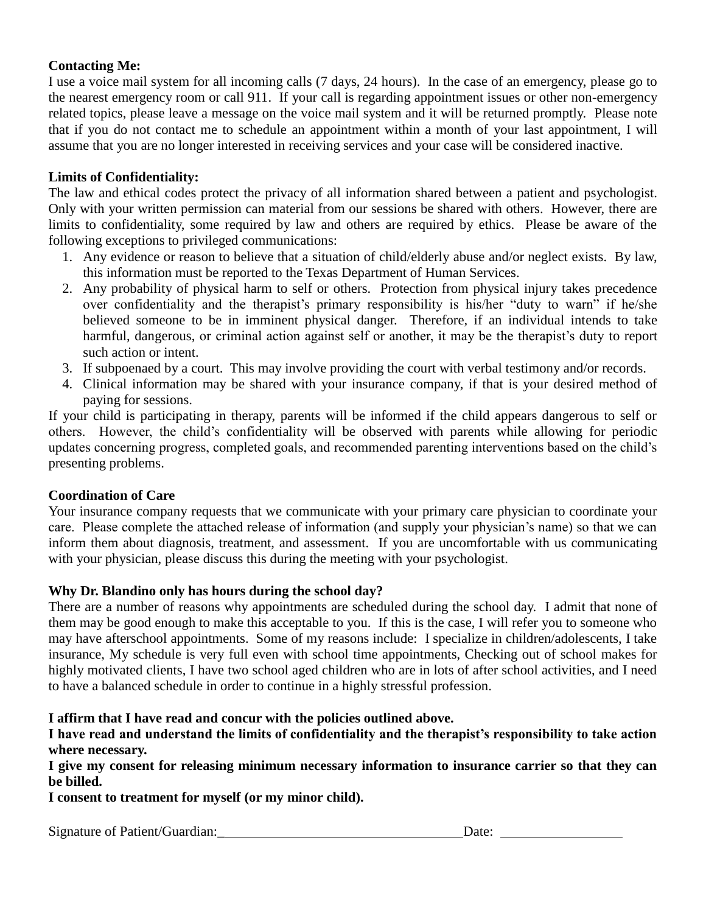**Contacting Me:**
I use a voice mail system for all incoming calls (7 days, 24 hours). In the case of an emergency, please go to the nearest emergency room or call 911. If your call is regarding appointment issues or other non-emergency related topics, please leave a message on the voice mail system and it will be returned promptly. Please note that if you do not contact me to schedule an appointment within a month of your last appointment, I will assume that you are no longer interested in receiving services and your case will be considered inactive.

**Limits of Confidentiality:**
The law and ethical codes protect the privacy of all information shared between a patient and psychologist. Only with your written permission can material from our sessions be shared with others. However, there are limits to confidentiality, some required by law and others are required by ethics. Please be aware of the following exceptions to privileged communications:

1. Any evidence or reason to believe that a situation of child/elderly abuse and/or neglect exists. By law, this information must be reported to the Texas Department of Human Services.
2. Any probability of physical harm to self or others. Protection from physical injury takes precedence over confidentiality and the therapist's primary responsibility is his/her "duty to warn" if he/she believed someone to be in imminent physical danger. Therefore, if an individual intends to take harmful, dangerous, or criminal action against self or another, it may be the therapist's duty to report such action or intent.
3. If subpoenaed by a court. This may involve providing the court with verbal testimony and/or records.
4. Clinical information may be shared with your insurance company, if that is your desired method of paying for sessions.

If your child is participating in therapy, parents will be informed if the child appears dangerous to self or others. However, the child's confidentiality will be observed with parents while allowing for periodic updates concerning progress, completed goals, and recommended parenting interventions based on the child's presenting problems.

**Coordination of Care**
Your insurance company requests that we communicate with your primary care physician to coordinate your care. Please complete the attached release of information (and supply your physician's name) so that we can inform them about diagnosis, treatment, and assessment. If you are uncomfortable with us communicating with your physician, please discuss this during the meeting with your psychologist.

**Why Dr. Blandino only has hours during the school day?**
There are a number of reasons why appointments are scheduled during the school day. I admit that none of them may be good enough to make this acceptable to you. If this is the case, I will refer you to someone who may have afterschool appointments. Some of my reasons include: I specialize in children/adolescents, I take insurance, My schedule is very full even with school time appointments, Checking out of school makes for highly motivated clients, I have two school aged children who are in lots of after school activities, and I need to have a balanced schedule in order to continue in a highly stressful profession.

**I affirm that I have read and concur with the policies outlined above.**
**I have read and understand the limits of confidentiality and the therapist's responsibility to take action where necessary.**
**I give my consent for releasing minimum necessary information to insurance carrier so that they can be billed.**
**I consent to treatment for myself (or my minor child).**

Signature of Patient/Guardian:\_\_\_\_\_\_\_\_\_\_\_\_\_\_\_\_\_\_\_\_\_\_\_\_\_\_\_\_\_\_\_\_\_\_\_\_ Date: \_\_\_\_\_\_\_\_\_\_\_\_\_\_\_\_\_\_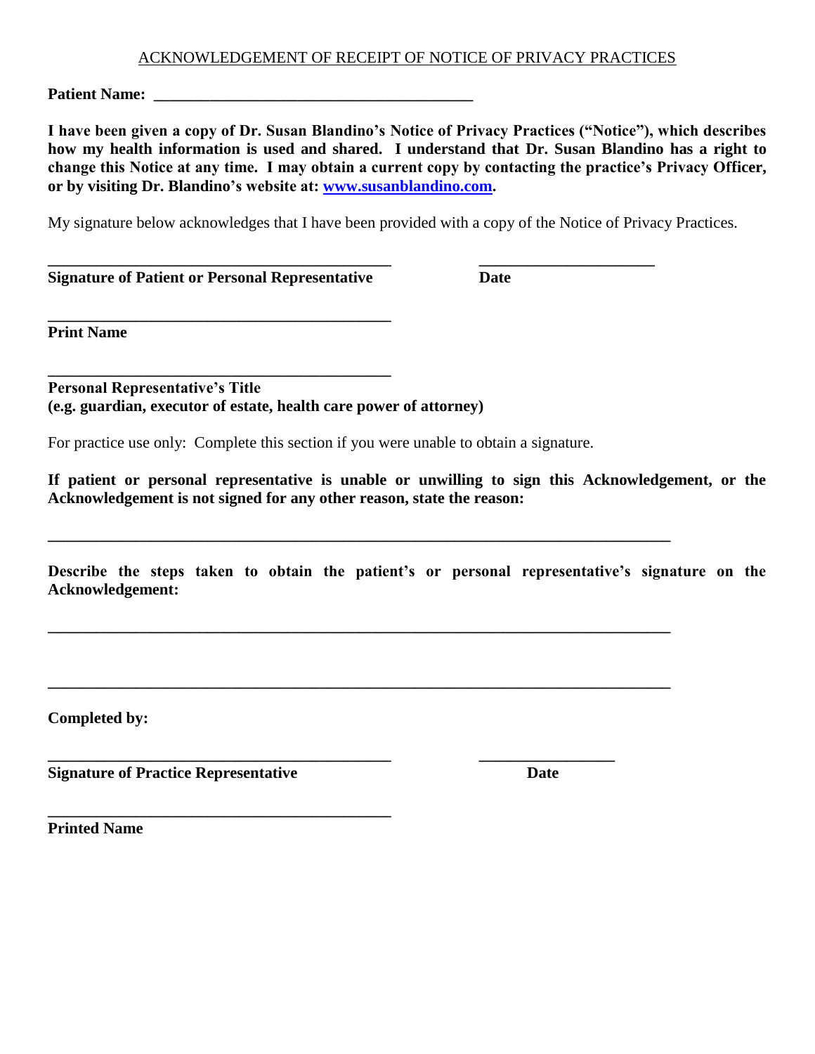# ACKNOWLEDGEMENT OF RECEIPT OF NOTICE OF PRIVACY PRACTICES

**Patient Name: ________________________________________**

**I have been given a copy of Dr. Susan Blandino's Notice of Privacy Practices ("Notice"), which describes how my health information is used and shared. I understand that Dr. Susan Blandino has a right to change this Notice at any time. I may obtain a current copy by contacting the practice's Privacy Officer, or by visiting Dr. Blandino's website at: [www.susanblandino.com](http://www.susanblandino.com).**

My signature below acknowledges that I have been provided with a copy of the Notice of Privacy Practices.

____________________________________________ ______________________

**Signature of Patient or Personal Representative** **Date**

____________________________________________

**Print Name**

____________________________________________

**Personal Representative's Title**
**(e.g. guardian, executor of estate, health care power of attorney)**

For practice use only: Complete this section if you were unable to obtain a signature.

**If patient or personal representative is unable or unwilling to sign this Acknowledgement, or the Acknowledgement is not signed for any other reason, state the reason:**

________________________________________________________________________________

**Describe the steps taken to obtain the patient's or personal representative's signature on the Acknowledgement:**

________________________________________________________________________________

________________________________________________________________________________

**Completed by:**

____________________________________________ _________________

**Signature of Practice Representative** **Date**

____________________________________________

**Printed Name**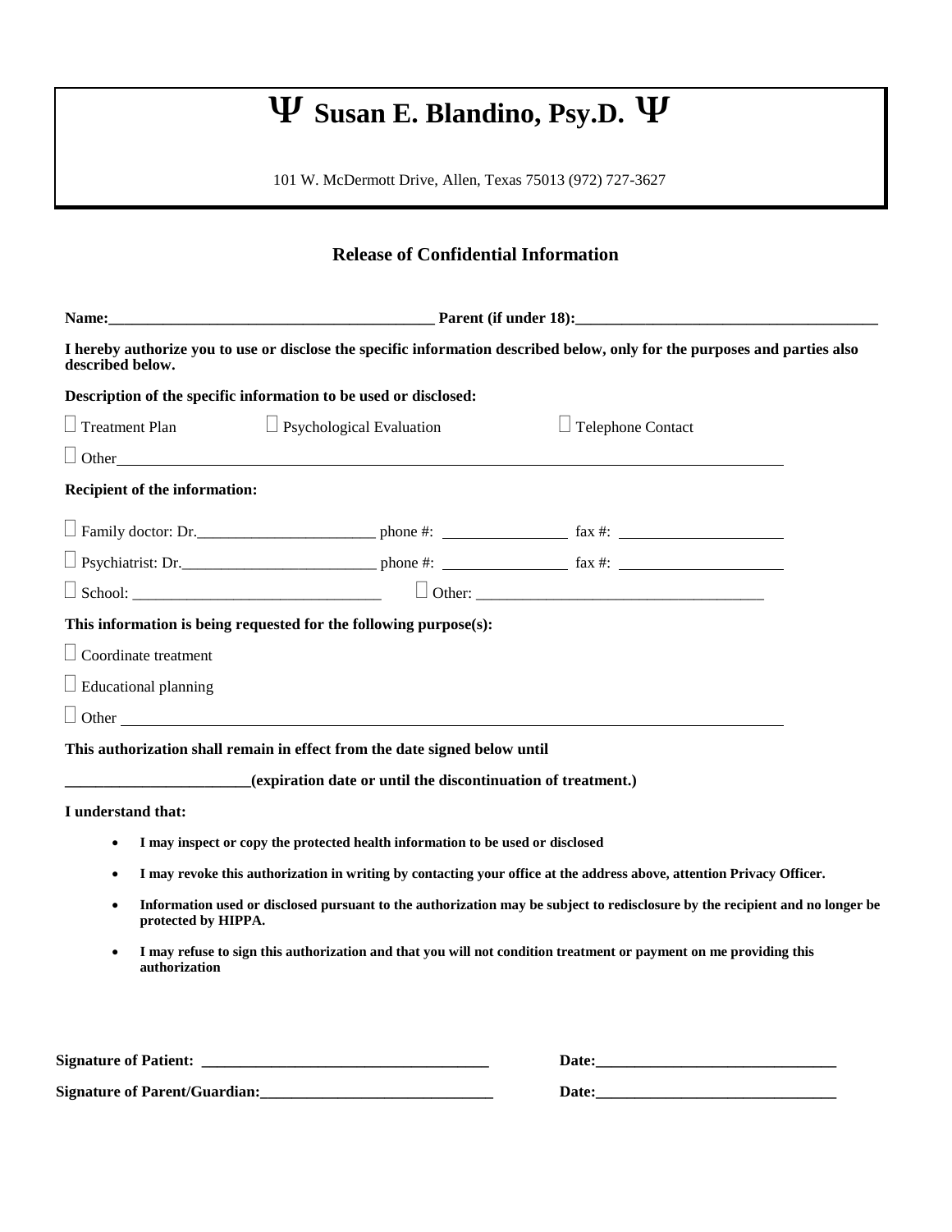# Ψ Susan E. Blandino, Psy.D. Ψ

101 W. McDermott Drive, Allen, Texas 75013 (972) 727-3627

## Release of Confidential Information

**Name:**__________________________________________ **Parent (if under 18):**________________________________________

**I hereby authorize you to use or disclose the specific information described below, only for the purposes and parties also described below.**

**Description of the specific information to be used or disclosed:**

☐ Treatment Plan ☐ Psychological Evaluation ☐ Telephone Contact

☐ Other________________________________________________________________________________

**Recipient of the information:**

☐ Family doctor: Dr.________________________ phone #: ________________ fax #: ____________________

☐ Psychiatrist: Dr.__________________________ phone #: ________________ fax #: ____________________

☐ School: _________________________________ ☐ Other: _____________________________________

**This information is being requested for the following purpose(s):**

☐ Coordinate treatment

☐ Educational planning

☐ Other ________________________________________________________________________________

**This authorization shall remain in effect from the date signed below until**

**________________________(expiration date or until the discontinuation of treatment.)**

**I understand that:**

- **I may inspect or copy the protected health information to be used or disclosed**
- **I may revoke this authorization in writing by contacting your office at the address above, attention Privacy Officer.**
- **Information used or disclosed pursuant to the authorization may be subject to redisclosure by the recipient and no longer be protected by HIPPA.**
- **I may refuse to sign this authorization and that you will not condition treatment or payment on me providing this authorization**

**Signature of Patient:** _____________________________________ **Date:**_______________________________

**Signature of Parent/Guardian:**_______________________________ **Date:**________________________________